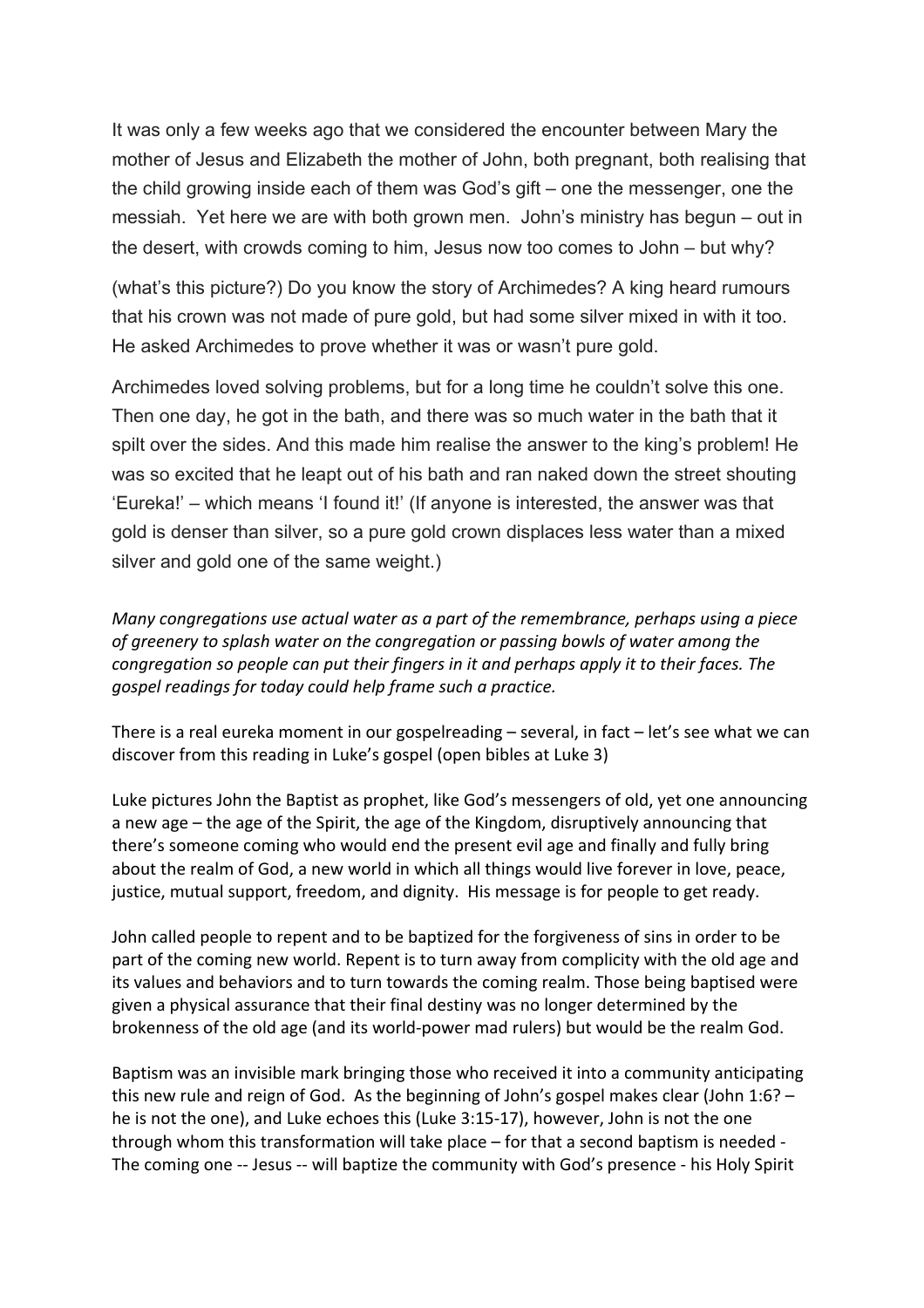It was only a few weeks ago that we considered the encounter between Mary the mother of Jesus and Elizabeth the mother of John, both pregnant, both realising that the child growing inside each of them was God's gift – one the messenger, one the messiah. Yet here we are with both grown men. John's ministry has begun – out in the desert, with crowds coming to him, Jesus now too comes to John – but why?

(what's this picture?) Do you know the story of Archimedes? A king heard rumours that his crown was not made of pure gold, but had some silver mixed in with it too. He asked Archimedes to prove whether it was or wasn't pure gold.

Archimedes loved solving problems, but for a long time he couldn't solve this one. Then one day, he got in the bath, and there was so much water in the bath that it spilt over the sides. And this made him realise the answer to the king's problem! He was so excited that he leapt out of his bath and ran naked down the street shouting 'Eureka!' – which means 'I found it!' (If anyone is interested, the answer was that gold is denser than silver, so a pure gold crown displaces less water than a mixed silver and gold one of the same weight.)

*Many congregations use actual water as a part of the remembrance, perhaps using a piece of greenery to splash water on the congregation or passing bowls of water among the congregation so people can put their fingers in it and perhaps apply it to their faces. The gospel readings for today could help frame such a practice.*

There is a real eureka moment in our gospelreading – several, in fact – let's see what we can discover from this reading in Luke's gospel (open bibles at Luke 3)

Luke pictures John the Baptist as prophet, like God's messengers of old, yet one announcing a new age – the age of the Spirit, the age of the Kingdom, disruptively announcing that there's someone coming who would end the present evil age and finally and fully bring about the realm of God, a new world in which all things would live forever in love, peace, justice, mutual support, freedom, and dignity. His message is for people to get ready.

John called people to repent and to be baptized for the forgiveness of sins in order to be part of the coming new world. Repent is to turn away from complicity with the old age and its values and behaviors and to turn towards the coming realm. Those being baptised were given a physical assurance that their final destiny was no longer determined by the brokenness of the old age (and its world-power mad rulers) but would be the realm God.

Baptism was an invisible mark bringing those who received it into a community anticipating this new rule and reign of God. As the beginning of John's gospel makes clear (John 1:6? – he is not the one), and Luke echoes this (Luke 3:15-17), however, John is not the one through whom this transformation will take place – for that a second baptism is needed - The coming one -- Jesus -- will baptize the community with God's presence - his Holy Spirit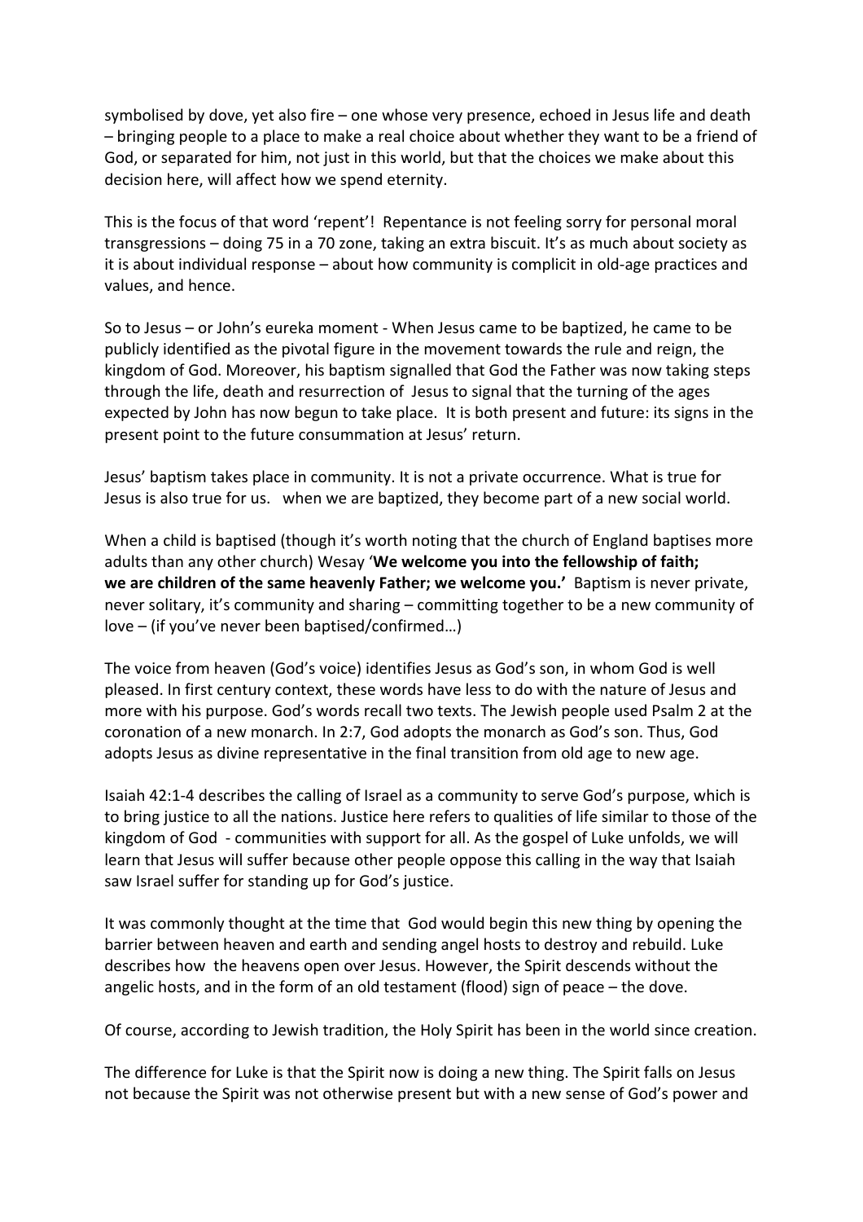symbolised by dove, yet also fire – one whose very presence, echoed in Jesus life and death – bringing people to a place to make a real choice about whether they want to be a friend of God, or separated for him, not just in this world, but that the choices we make about this decision here, will affect how we spend eternity.

This is the focus of that word 'repent'! Repentance is not feeling sorry for personal moral transgressions – doing 75 in a 70 zone, taking an extra biscuit. It's as much about society as it is about individual response – about how community is complicit in old-age practices and values, and hence.

So to Jesus – or John's eureka moment - When Jesus came to be baptized, he came to be publicly identified as the pivotal figure in the movement towards the rule and reign, the kingdom of God. Moreover, his baptism signalled that God the Father was now taking steps through the life, death and resurrection of Jesus to signal that the turning of the ages expected by John has now begun to take place. It is both present and future: its signs in the present point to the future consummation at Jesus' return.

Jesus' baptism takes place in community. It is not a private occurrence. What is true for Jesus is also true for us. when we are baptized, they become part of a new social world.

When a child is baptised (though it's worth noting that the church of England baptises more adults than any other church) Wesay '**We welcome you into the fellowship of faith; we are children of the same heavenly Father; we welcome you.'** Baptism is never private, never solitary, it's community and sharing – committing together to be a new community of love – (if you've never been baptised/confirmed…)

The voice from heaven (God's voice) identifies Jesus as God's son, in whom God is well pleased. In first century context, these words have less to do with the nature of Jesus and more with his purpose. God's words recall two texts. The Jewish people used Psalm 2 at the coronation of a new monarch. In 2:7, God adopts the monarch as God's son. Thus, God adopts Jesus as divine representative in the final transition from old age to new age.

Isaiah 42:1-4 describes the calling of Israel as a community to serve God's purpose, which is to bring justice to all the nations. Justice here refers to qualities of life similar to those of the kingdom of God - communities with support for all. As the gospel of Luke unfolds, we will learn that Jesus will suffer because other people oppose this calling in the way that Isaiah saw Israel suffer for standing up for God's justice.

It was commonly thought at the time that God would begin this new thing by opening the barrier between heaven and earth and sending angel hosts to destroy and rebuild. Luke describes how the heavens open over Jesus. However, the Spirit descends without the angelic hosts, and in the form of an old testament (flood) sign of peace – the dove.

Of course, according to Jewish tradition, the Holy Spirit has been in the world since creation.

The difference for Luke is that the Spirit now is doing a new thing. The Spirit falls on Jesus not because the Spirit was not otherwise present but with a new sense of God's power and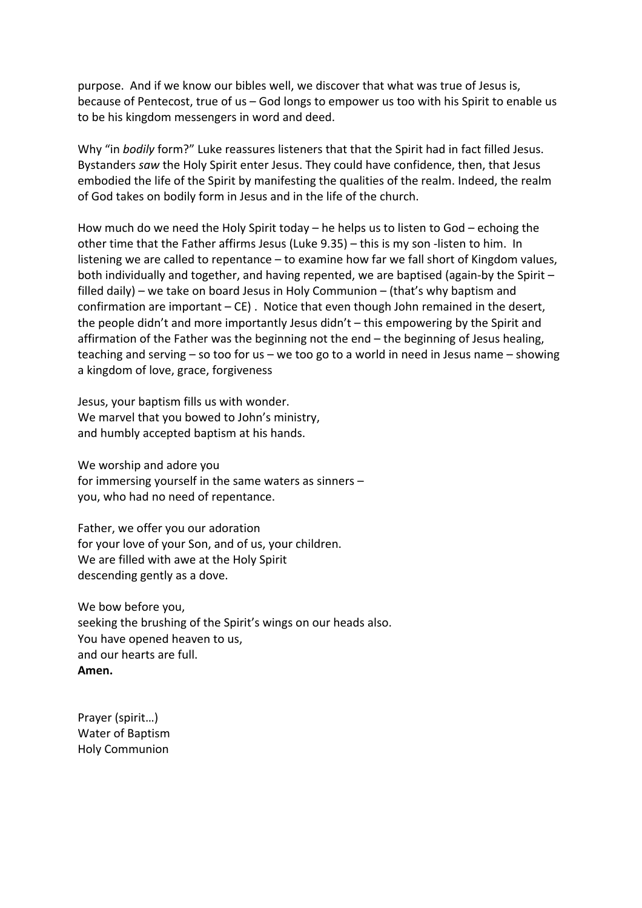purpose. And if we know our bibles well, we discover that what was true of Jesus is, because of Pentecost, true of us – God longs to empower us too with his Spirit to enable us to be his kingdom messengers in word and deed.

Why "in *bodily* form?" Luke reassures listeners that that the Spirit had in fact filled Jesus. Bystanders *saw* the Holy Spirit enter Jesus. They could have confidence, then, that Jesus embodied the life of the Spirit by manifesting the qualities of the realm. Indeed, the realm of God takes on bodily form in Jesus and in the life of the church.

How much do we need the Holy Spirit today – he helps us to listen to God – echoing the other time that the Father affirms Jesus (Luke 9.35) – this is my son -listen to him. In listening we are called to repentance – to examine how far we fall short of Kingdom values, both individually and together, and having repented, we are baptised (again-by the Spirit – filled daily) – we take on board Jesus in Holy Communion – (that's why baptism and confirmation are important – CE) . Notice that even though John remained in the desert, the people didn't and more importantly Jesus didn't – this empowering by the Spirit and affirmation of the Father was the beginning not the end – the beginning of Jesus healing, teaching and serving – so too for us – we too go to a world in need in Jesus name – showing a kingdom of love, grace, forgiveness

Jesus, your baptism fills us with wonder.
We marvel that you bowed to John's ministry,
and humbly accepted baptism at his hands.

We worship and adore you
for immersing yourself in the same waters as sinners –
you, who had no need of repentance.

Father, we offer you our adoration
for your love of your Son, and of us, your children.
We are filled with awe at the Holy Spirit
descending gently as a dove.

We bow before you,
seeking the brushing of the Spirit's wings on our heads also.
You have opened heaven to us,
and our hearts are full.
**Amen.**

Prayer (spirit…)
Water of Baptism
Holy Communion